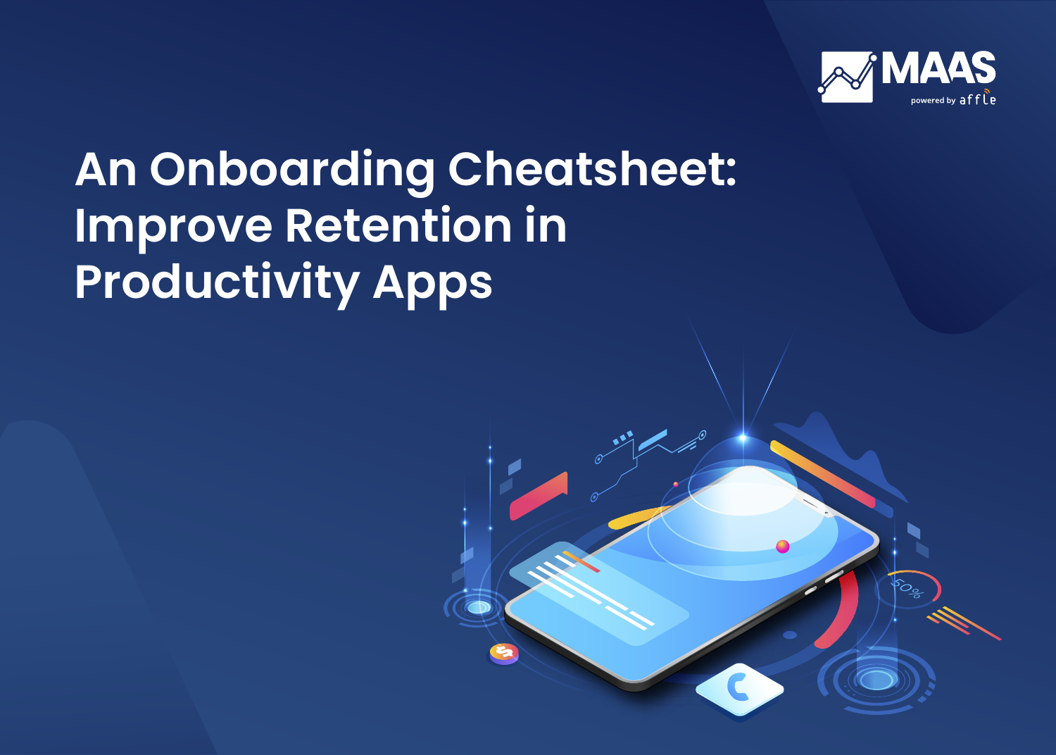MAAS
powered by affle

# An Onboarding Cheatsheet: Improve Retention in Productivity Apps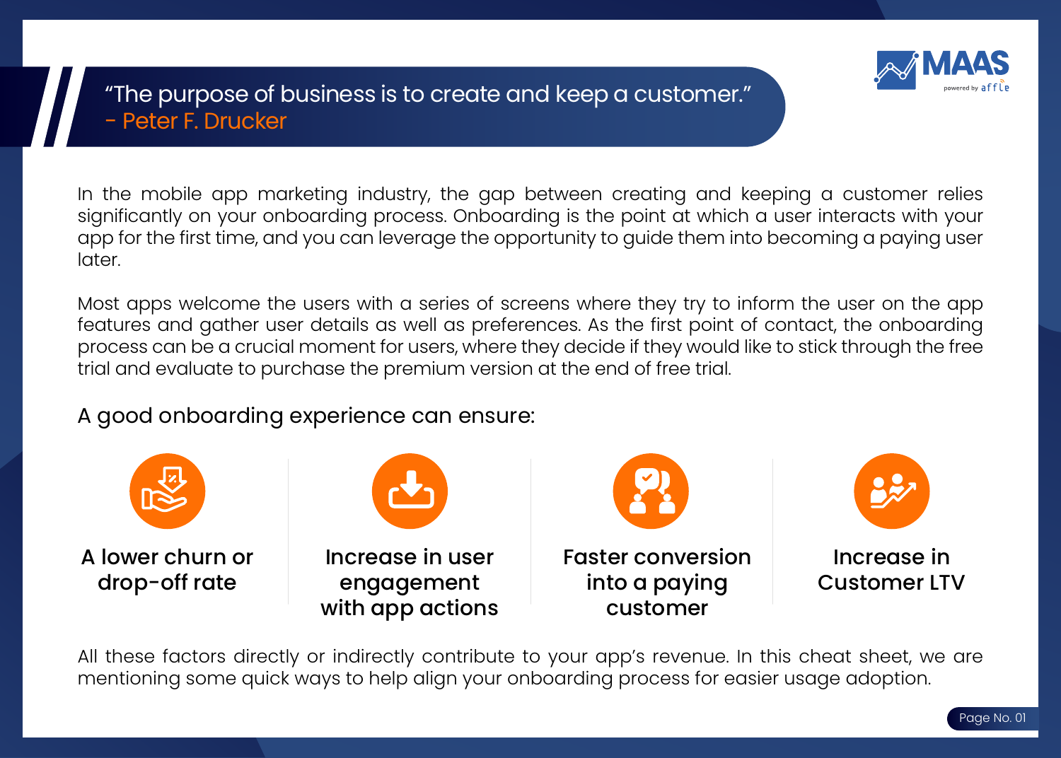> “The purpose of business is to create and keep a customer.”
> - Peter F. Drucker

In the mobile app marketing industry, the gap between creating and keeping a customer relies significantly on your onboarding process. Onboarding is the point at which a user interacts with your app for the first time, and you can leverage the opportunity to guide them into becoming a paying user later.

Most apps welcome the users with a series of screens where they try to inform the user on the app features and gather user details as well as preferences. As the first point of contact, the onboarding process can be a crucial moment for users, where they decide if they would like to stick through the free trial and evaluate to purchase the premium version at the end of free trial.

## A good onboarding experience can ensure:

- **A lower churn or drop-off rate**
- **Increase in user engagement with app actions**
- **Faster conversion into a paying customer**
- **Increase in Customer LTV**

All these factors directly or indirectly contribute to your app’s revenue. In this cheat sheet, we are mentioning some quick ways to help align your onboarding process for easier usage adoption.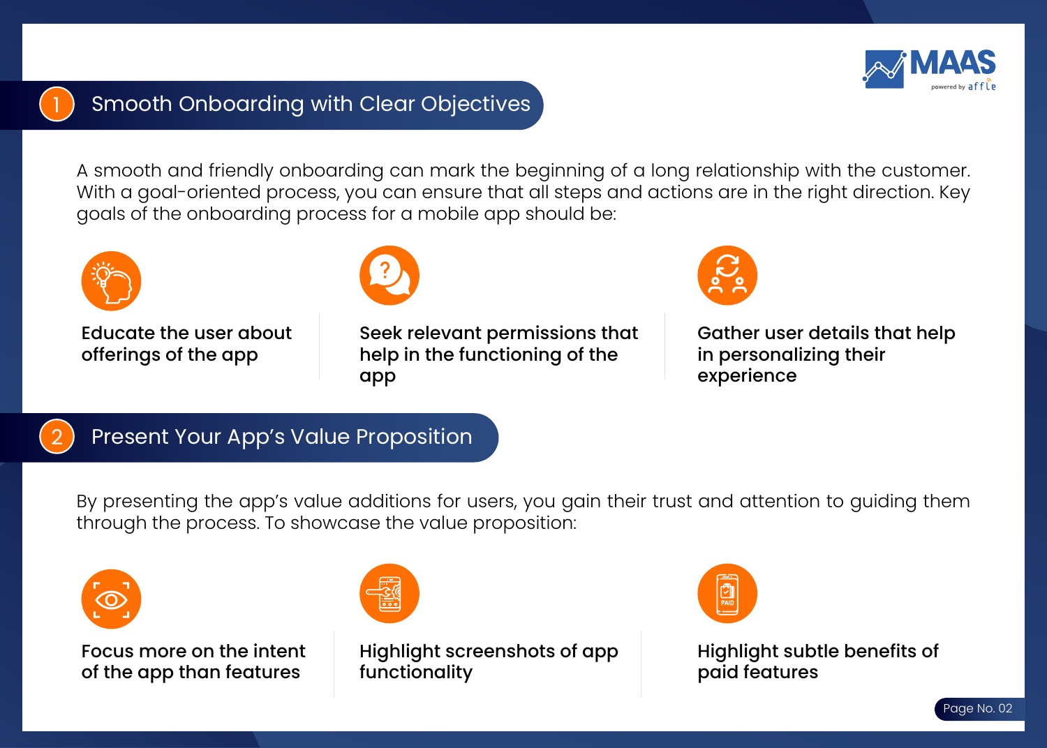## 1 Smooth Onboarding with Clear Objectives

A smooth and friendly onboarding can mark the beginning of a long relationship with the customer. With a goal-oriented process, you can ensure that all steps and actions are in the right direction. Key goals of the onboarding process for a mobile app should be:

- **Educate the user about offerings of the app**
- **Seek relevant permissions that help in the functioning of the app**
- **Gather user details that help in personalizing their experience**

## 2 Present Your App's Value Proposition

By presenting the app's value additions for users, you gain their trust and attention to guiding them through the process. To showcase the value proposition:

- **Focus more on the intent of the app than features**
- **Highlight screenshots of app functionality**
- **Highlight subtle benefits of paid features**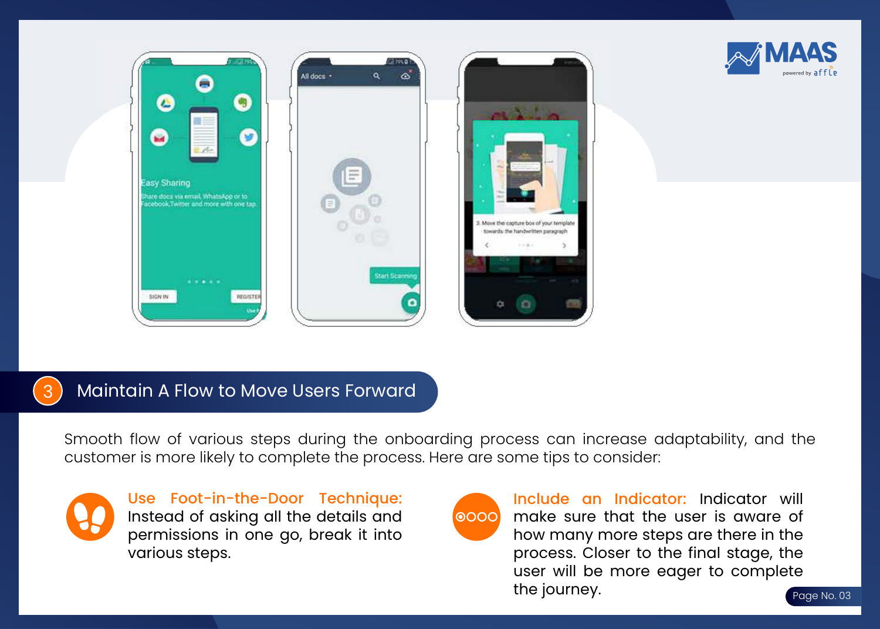## 3 Maintain A Flow to Move Users Forward

Smooth flow of various steps during the onboarding process can increase adaptability, and the customer is more likely to complete the process. Here are some tips to consider:

**Use Foot-in-the-Door Technique:** Instead of asking all the details and permissions in one go, break it into various steps.

**Include an Indicator:** Indicator will make sure that the user is aware of how many more steps are there in the process. Closer to the final stage, the user will be more eager to complete the journey.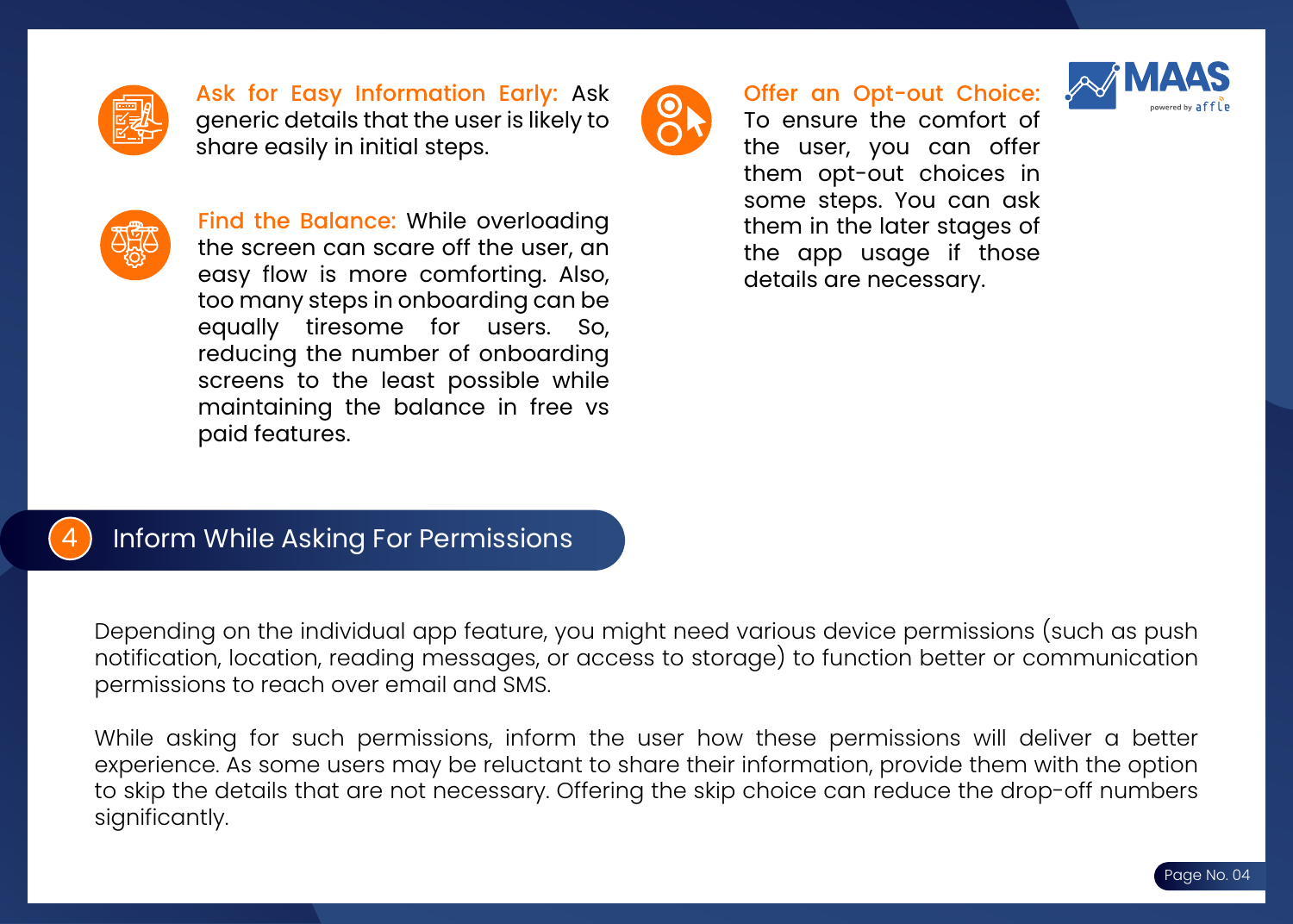**Ask for Easy Information Early:** Ask generic details that the user is likely to share easily in initial steps.

**Find the Balance:** While overloading the screen can scare off the user, an easy flow is more comforting. Also, too many steps in onboarding can be equally tiresome for users. So, reducing the number of onboarding screens to the least possible while maintaining the balance in free vs paid features.

**Offer an Opt-out Choice:** To ensure the comfort of the user, you can offer them opt-out choices in some steps. You can ask them in the later stages of the app usage if those details are necessary.

## 4 Inform While Asking For Permissions

Depending on the individual app feature, you might need various device permissions (such as push notification, location, reading messages, or access to storage) to function better or communication permissions to reach over email and SMS.

While asking for such permissions, inform the user how these permissions will deliver a better experience. As some users may be reluctant to share their information, provide them with the option to skip the details that are not necessary. Offering the skip choice can reduce the drop-off numbers significantly.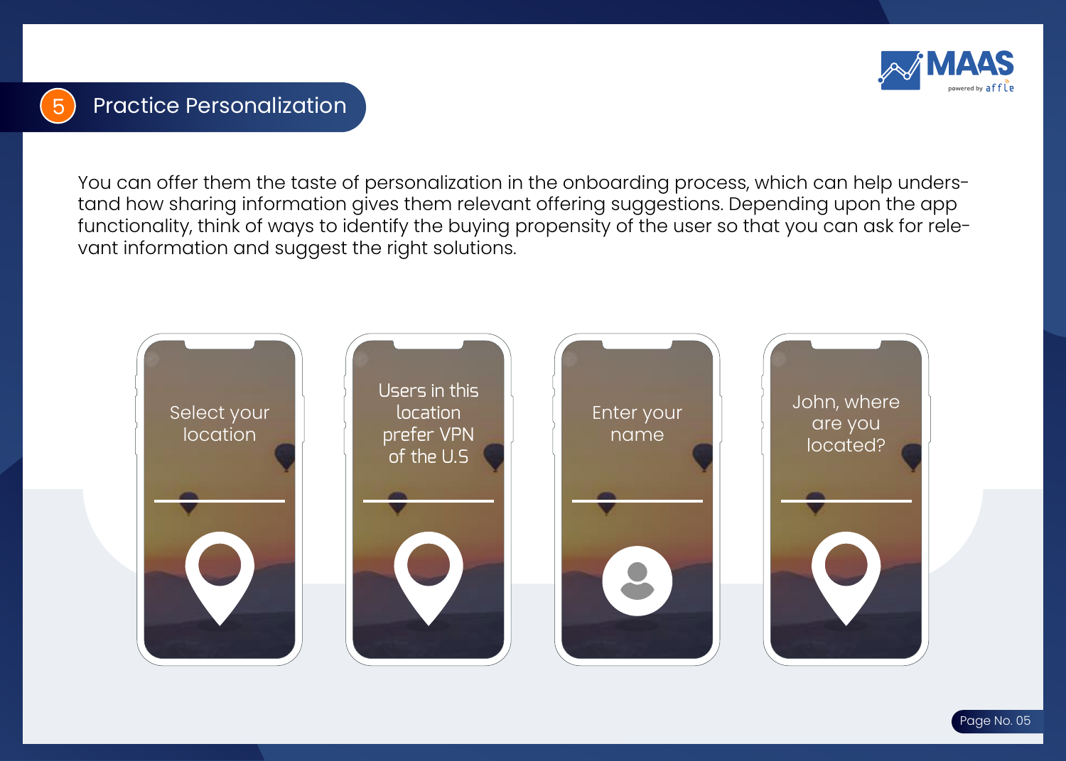## 5 Practice Personalization

You can offer them the taste of personalization in the onboarding process, which can help understand how sharing information gives them relevant offering suggestions. Depending upon the app functionality, think of ways to identify the buying propensity of the user so that you can ask for relevant information and suggest the right solutions.

Select your location

Users in this location prefer VPN of the U.S

Enter your name

John, where are you located?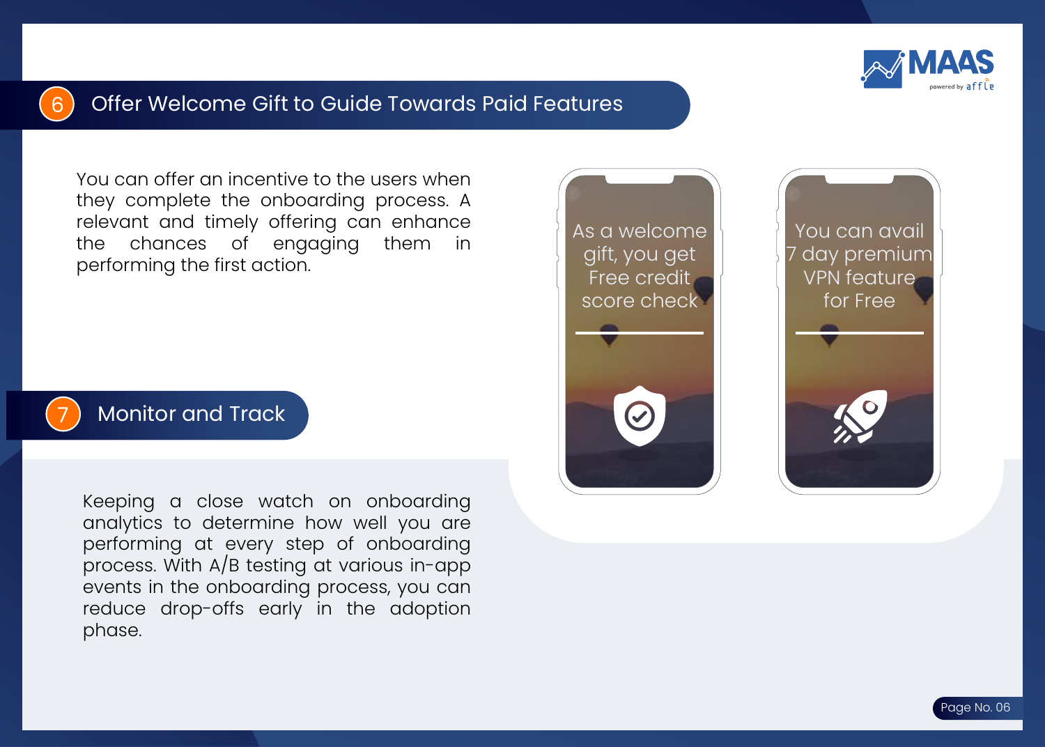## 6 Offer Welcome Gift to Guide Towards Paid Features

You can offer an incentive to the users when they complete the onboarding process. A relevant and timely offering can enhance the chances of engaging them in performing the first action.

As a welcome gift, you get Free credit score check

You can avail 7 day premium VPN feature for Free

## 7 Monitor and Track

Keeping a close watch on onboarding analytics to determine how well you are performing at every step of onboarding process. With A/B testing at various in-app events in the onboarding process, you can reduce drop-offs early in the adoption phase.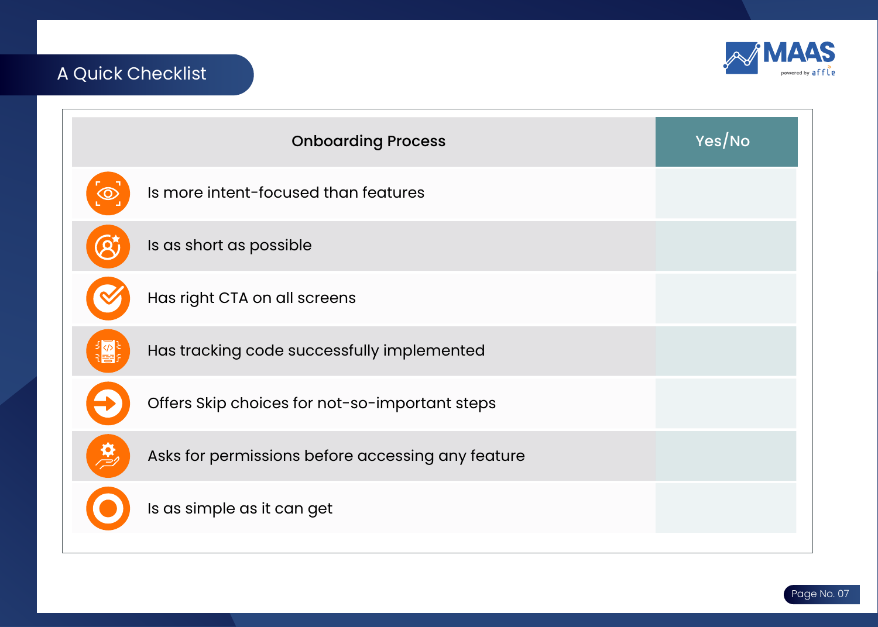## A Quick Checklist

| Onboarding Process | Yes/No |
|---|---|
| Is more intent-focused than features | |
| Is as short as possible | |
| Has right CTA on all screens | |
| Has tracking code successfully implemented | |
| Offers Skip choices for not-so-important steps | |
| Asks for permissions before accessing any feature | |
| Is as simple as it can get | |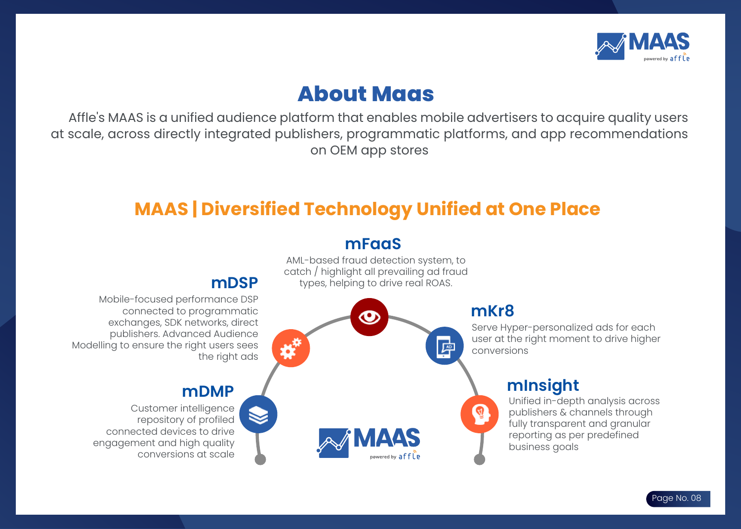# About Maas

Affle's MAAS is a unified audience platform that enables mobile advertisers to acquire quality users at scale, across directly integrated publishers, programmatic platforms, and app recommendations on OEM app stores

## MAAS | Diversified Technology Unified at One Place

### mFaaS

AML-based fraud detection system, to catch / highlight all prevailing ad fraud types, helping to drive real ROAS.

### mDSP

Mobile-focused performance DSP connected to programmatic exchanges, SDK networks, direct publishers. Advanced Audience Modelling to ensure the right users sees the right ads

### mKr8

Serve Hyper-personalized ads for each user at the right moment to drive higher conversions

### mDMP

Customer intelligence repository of profiled connected devices to drive engagement and high quality conversions at scale

### mInsight

Unified in-depth analysis across publishers & channels through fully transparent and granular reporting as per predefined business goals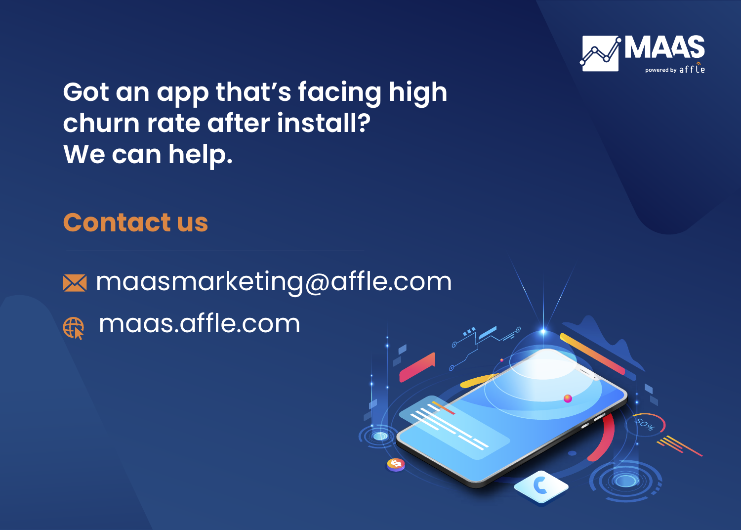MAAS
powered by affle

# Got an app that's facing high churn rate after install? We can help.

## Contact us

maasmarketing@affle.com

maas.affle.com